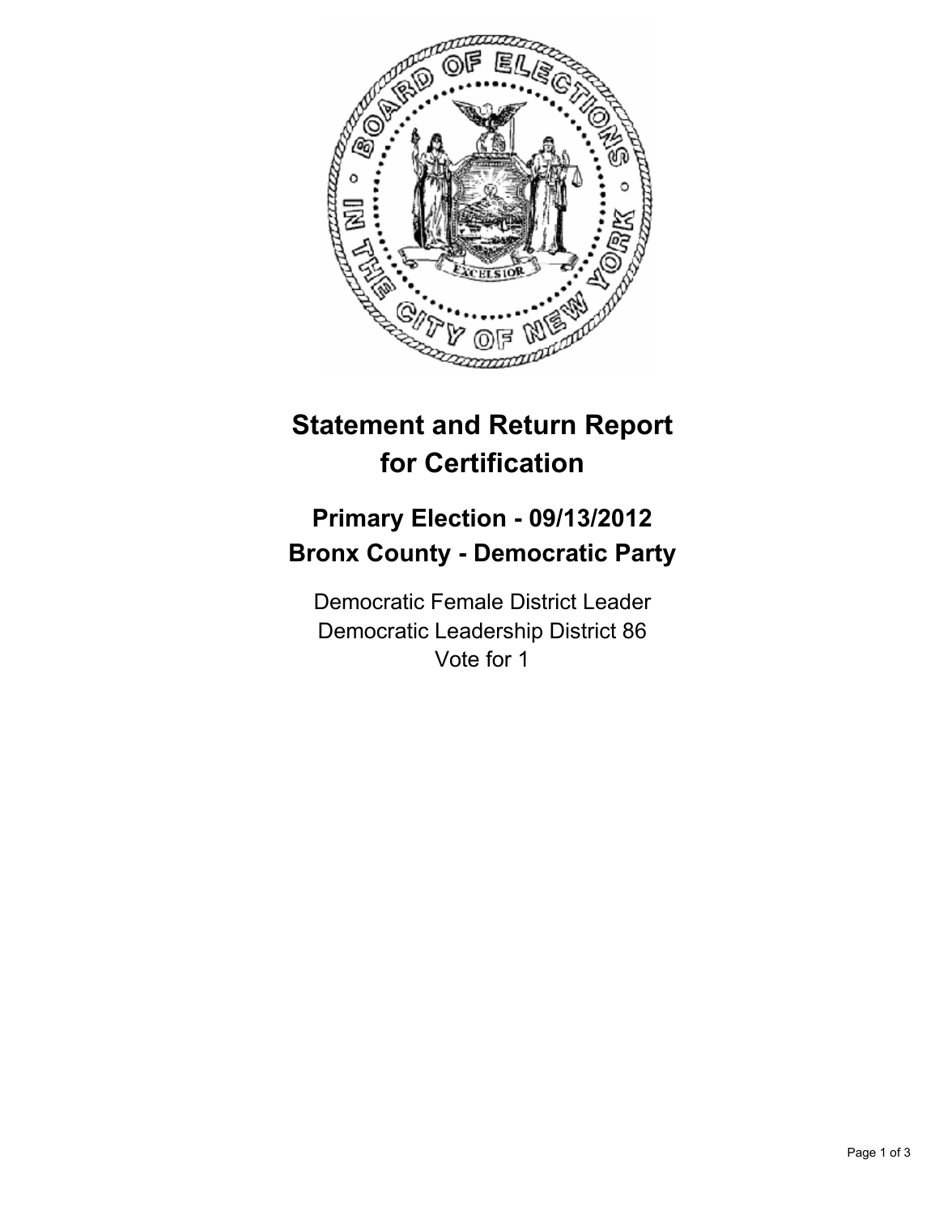# Statement and Return Report for Certification

## Primary Election - 09/13/2012
## Bronx County - Democratic Party

Democratic Female District Leader
Democratic Leadership District 86
Vote for 1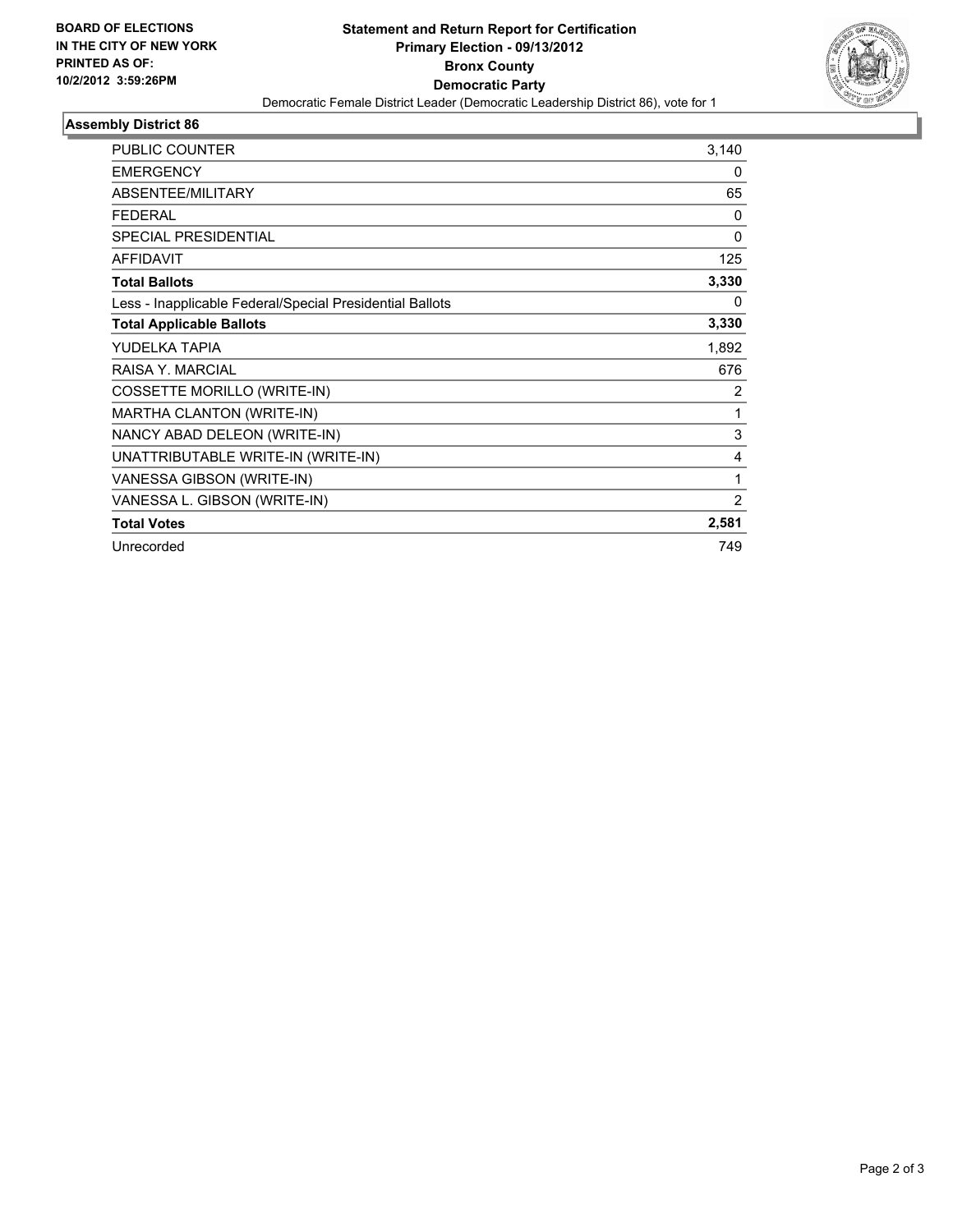**BOARD OF ELECTIONS IN THE CITY OF NEW YORK**
**PRINTED AS OF: 10/2/2012 3:59:26PM**

# Statement and Return Report for Certification
## Primary Election - 09/13/2012
## Bronx County
## Democratic Party

Democratic Female District Leader (Democratic Leadership District 86), vote for 1

### Assembly District 86

| | |
|---|---|
| PUBLIC COUNTER | 3,140 |
| EMERGENCY | 0 |
| ABSENTEE/MILITARY | 65 |
| FEDERAL | 0 |
| SPECIAL PRESIDENTIAL | 0 |
| AFFIDAVIT | 125 |
| **Total Ballots** | **3,330** |
| Less - Inapplicable Federal/Special Presidential Ballots | 0 |
| **Total Applicable Ballots** | **3,330** |
| YUDELKA TAPIA | 1,892 |
| RAISA Y. MARCIAL | 676 |
| COSSETTE MORILLO (WRITE-IN) | 2 |
| MARTHA CLANTON (WRITE-IN) | 1 |
| NANCY ABAD DELEON (WRITE-IN) | 3 |
| UNATTRIBUTABLE WRITE-IN (WRITE-IN) | 4 |
| VANESSA GIBSON (WRITE-IN) | 1 |
| VANESSA L. GIBSON (WRITE-IN) | 2 |
| **Total Votes** | **2,581** |
| Unrecorded | 749 |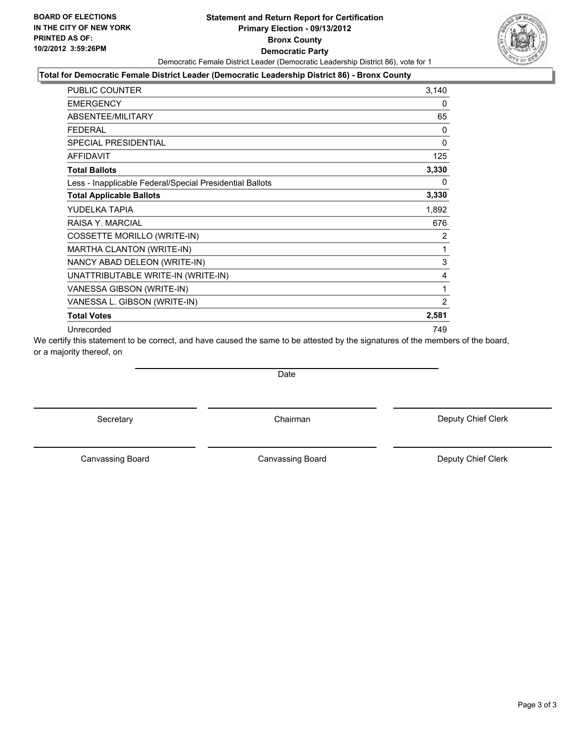**BOARD OF ELECTIONS IN THE CITY OF NEW YORK PRINTED AS OF: 10/2/2012 3:59:26PM**

# Statement and Return Report for Certification
## Primary Election - 09/13/2012
## Bronx County
## Democratic Party

Democratic Female District Leader (Democratic Leadership District 86), vote for 1

### Total for Democratic Female District Leader (Democratic Leadership District 86) - Bronx County

| | |
|---|---|
| PUBLIC COUNTER | 3,140 |
| EMERGENCY | 0 |
| ABSENTEE/MILITARY | 65 |
| FEDERAL | 0 |
| SPECIAL PRESIDENTIAL | 0 |
| AFFIDAVIT | 125 |
| **Total Ballots** | **3,330** |
| Less - Inapplicable Federal/Special Presidential Ballots | 0 |
| **Total Applicable Ballots** | **3,330** |
| YUDELKA TAPIA | 1,892 |
| RAISA Y. MARCIAL | 676 |
| COSSETTE MORILLO (WRITE-IN) | 2 |
| MARTHA CLANTON (WRITE-IN) | 1 |
| NANCY ABAD DELEON (WRITE-IN) | 3 |
| UNATTRIBUTABLE WRITE-IN (WRITE-IN) | 4 |
| VANESSA GIBSON (WRITE-IN) | 1 |
| VANESSA L. GIBSON (WRITE-IN) | 2 |
| **Total Votes** | **2,581** |
| Unrecorded | 749 |

We certify this statement to be correct, and have caused the same to be attested by the signatures of the members of the board, or a majority thereof, on

Date

Secretary — Chairman — Deputy Chief Clerk

Canvassing Board — Canvassing Board — Deputy Chief Clerk